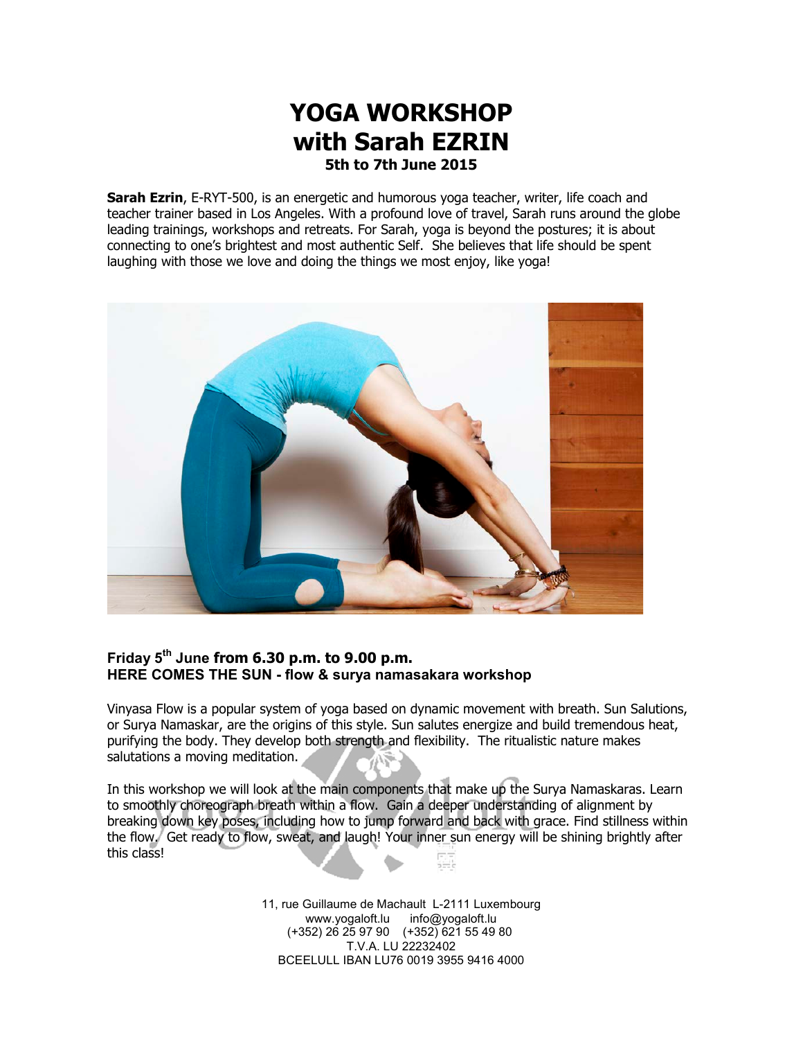# YOGA WORKSHOP
# with Sarah EZRIN
### 5th to 7th June 2015

**Sarah Ezrin**, E-RYT-500, is an energetic and humorous yoga teacher, writer, life coach and teacher trainer based in Los Angeles. With a profound love of travel, Sarah runs around the globe leading trainings, workshops and retreats. For Sarah, yoga is beyond the postures; it is about connecting to one's brightest and most authentic Self. She believes that life should be spent laughing with those we love and doing the things we most enjoy, like yoga!

**Friday 5th June from 6.30 p.m. to 9.00 p.m.**
**HERE COMES THE SUN - flow & surya namasakara workshop**

Vinyasa Flow is a popular system of yoga based on dynamic movement with breath. Sun Salutions, or Surya Namaskar, are the origins of this style. Sun salutes energize and build tremendous heat, purifying the body. They develop both strength and flexibility. The ritualistic nature makes salutations a moving meditation.

In this workshop we will look at the main components that make up the Surya Namaskaras. Learn to smoothly choreograph breath within a flow. Gain a deeper understanding of alignment by breaking down key poses, including how to jump forward and back with grace. Find stillness within the flow. Get ready to flow, sweat, and laugh! Your inner sun energy will be shining brightly after this class!

11, rue Guillaume de Machault L-2111 Luxembourg
www.yogaloft.lu info@yogaloft.lu
(+352) 26 25 97 90 (+352) 621 55 49 80
T.V.A. LU 22232402
BCEELULL IBAN LU76 0019 3955 9416 4000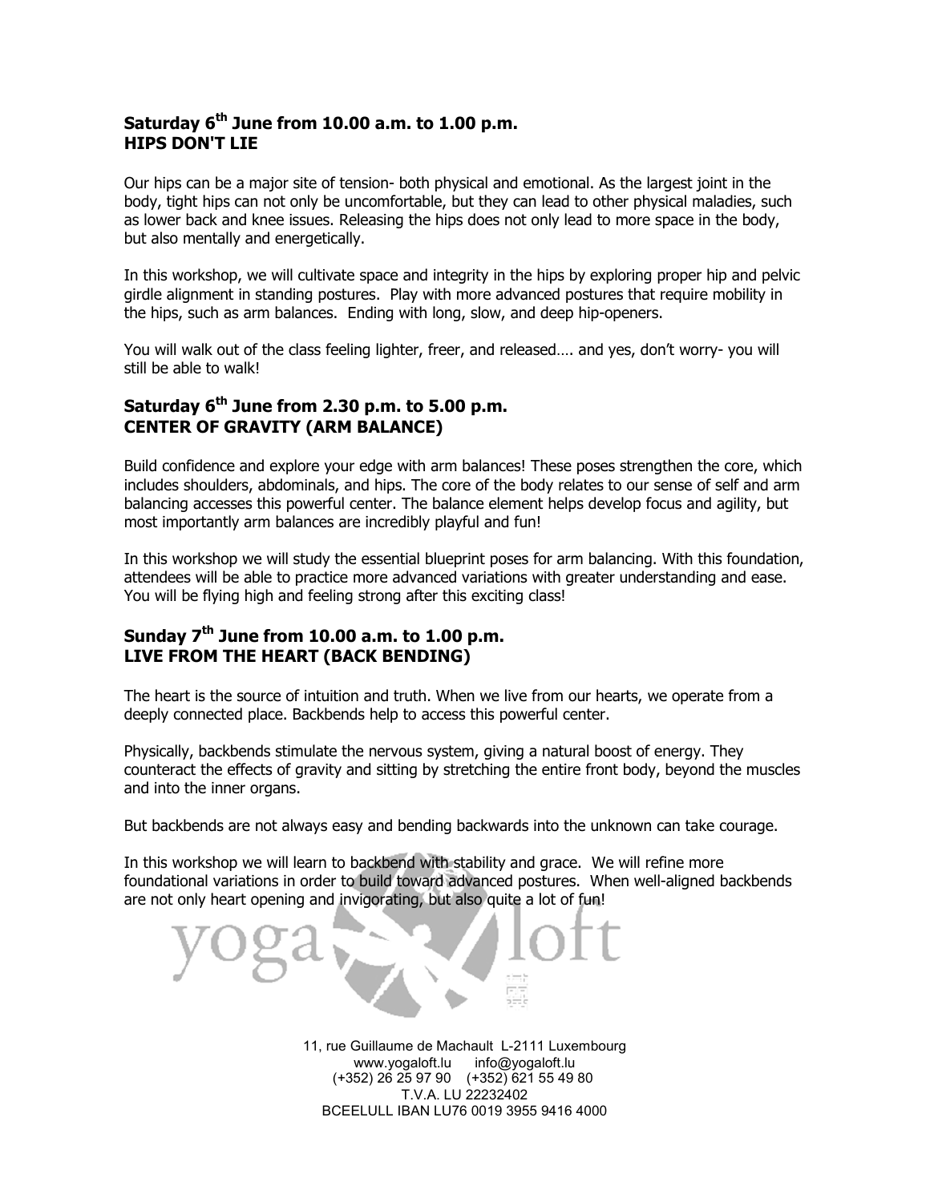### Saturday 6th June from 10.00 a.m. to 1.00 p.m.
### HIPS DON'T LIE

Our hips can be a major site of tension- both physical and emotional. As the largest joint in the body, tight hips can not only be uncomfortable, but they can lead to other physical maladies, such as lower back and knee issues. Releasing the hips does not only lead to more space in the body, but also mentally and energetically.

In this workshop, we will cultivate space and integrity in the hips by exploring proper hip and pelvic girdle alignment in standing postures. Play with more advanced postures that require mobility in the hips, such as arm balances. Ending with long, slow, and deep hip-openers.

You will walk out of the class feeling lighter, freer, and released…. and yes, don't worry- you will still be able to walk!

### Saturday 6th June from 2.30 p.m. to 5.00 p.m.
### CENTER OF GRAVITY (ARM BALANCE)

Build confidence and explore your edge with arm balances! These poses strengthen the core, which includes shoulders, abdominals, and hips. The core of the body relates to our sense of self and arm balancing accesses this powerful center. The balance element helps develop focus and agility, but most importantly arm balances are incredibly playful and fun!

In this workshop we will study the essential blueprint poses for arm balancing. With this foundation, attendees will be able to practice more advanced variations with greater understanding and ease. You will be flying high and feeling strong after this exciting class!

### Sunday 7th June from 10.00 a.m. to 1.00 p.m.
### LIVE FROM THE HEART (BACK BENDING)

The heart is the source of intuition and truth. When we live from our hearts, we operate from a deeply connected place. Backbends help to access this powerful center.

Physically, backbends stimulate the nervous system, giving a natural boost of energy. They counteract the effects of gravity and sitting by stretching the entire front body, beyond the muscles and into the inner organs.

But backbends are not always easy and bending backwards into the unknown can take courage.

In this workshop we will learn to backbend with stability and grace. We will refine more foundational variations in order to build toward advanced postures. When well-aligned backbends are not only heart opening and invigorating, but also quite a lot of fun!

yoga loft

11, rue Guillaume de Machault L-2111 Luxembourg
www.yogaloft.lu info@yogaloft.lu
(+352) 26 25 97 90 (+352) 621 55 49 80
T.V.A. LU 22232402
BCEELULL IBAN LU76 0019 3955 9416 4000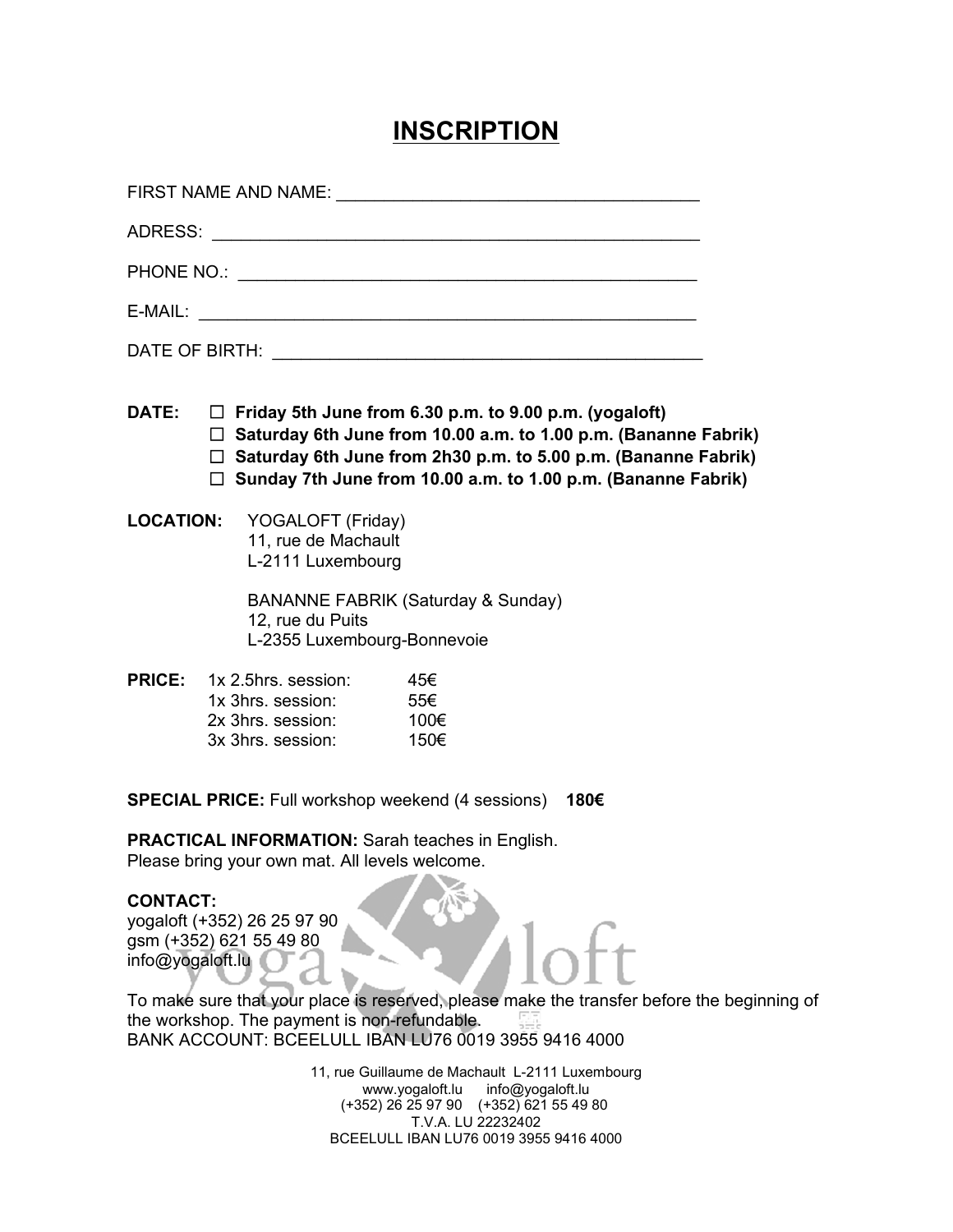# INSCRIPTION

FIRST NAME AND NAME: ______________________________________

ADRESS: ______________________________________________

PHONE NO.: ___________________________________________

E-MAIL: ______________________________________________

DATE OF BIRTH: ________________________________________

**DATE:**
- ☐ **Friday 5th June from 6.30 p.m. to 9.00 p.m. (yogaloft)**
- ☐ **Saturday 6th June from 10.00 a.m. to 1.00 p.m. (Bananne Fabrik)**
- ☐ **Saturday 6th June from 2h30 p.m. to 5.00 p.m. (Bananne Fabrik)**
- ☐ **Sunday 7th June from 10.00 a.m. to 1.00 p.m. (Bananne Fabrik)**

**LOCATION:** YOGALOFT (Friday)
11, rue de Machault
L-2111 Luxembourg

BANANNE FABRIK (Saturday & Sunday)
12, rue du Puits
L-2355 Luxembourg-Bonnevoie

**PRICE:**

| | |
|---|---|
| 1x 2.5hrs. session: | 45€ |
| 1x 3hrs. session: | 55€ |
| 2x 3hrs. session: | 100€ |
| 3x 3hrs. session: | 150€ |

**SPECIAL PRICE:** Full workshop weekend (4 sessions) **180€**

**PRACTICAL INFORMATION:** Sarah teaches in English.
Please bring your own mat. All levels welcome.

**CONTACT:**
yogaloft (+352) 26 25 97 90
gsm (+352) 621 55 49 80
info@yogaloft.lu

To make sure that your place is reserved, please make the transfer before the beginning of the workshop. The payment is non-refundable.
BANK ACCOUNT: BCEELULL IBAN LU76 0019 3955 9416 4000

11, rue Guillaume de Machault L-2111 Luxembourg
www.yogaloft.lu info@yogaloft.lu
(+352) 26 25 97 90 (+352) 621 55 49 80
T.V.A. LU 22232402
BCEELULL IBAN LU76 0019 3955 9416 4000